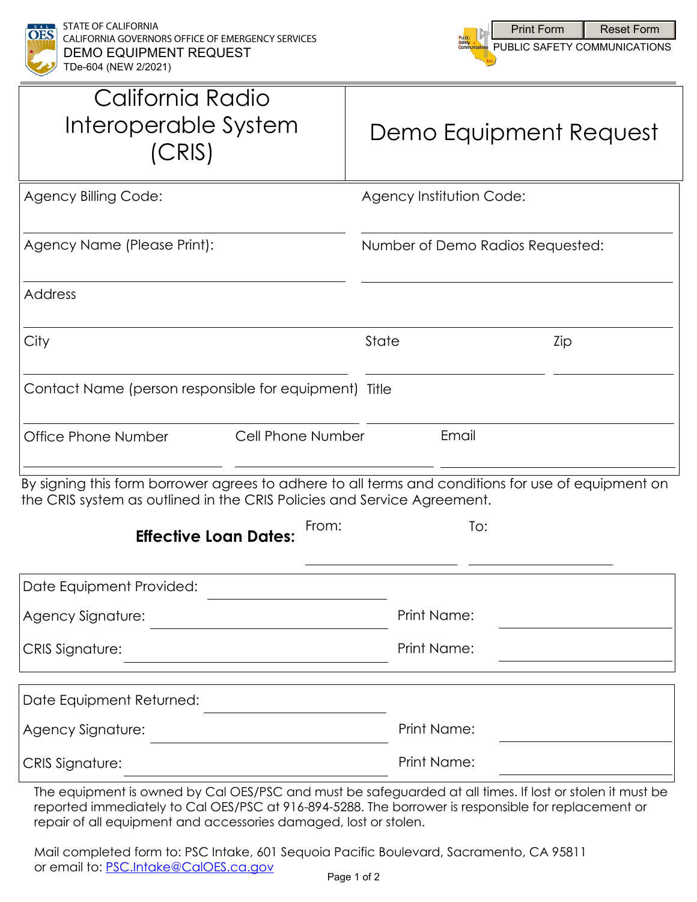STATE OF CALIFORNIA
CALIFORNIA GOVERNORS OFFICE OF EMERGENCY SERVICES
DEMO EQUIPMENT REQUEST
TDe-604 (NEW 2/2021)

PUBLIC SAFETY COMMUNICATIONS

# California Radio Interoperable System (CRIS)

# Demo Equipment Request

| | |
|---|---|
| Agency Billing Code: | Agency Institution Code: |
| Agency Name (Please Print): | Number of Demo Radios Requested: |
| Address | |

| | | |
|---|---|---|
| City | State | Zip |

| | |
|---|---|
| Contact Name (person responsible for equipment) | Title |

| | | |
|---|---|---|
| Office Phone Number | Cell Phone Number | Email |

By signing this form borrower agrees to adhere to all terms and conditions for use of equipment on the CRIS system as outlined in the CRIS Policies and Service Agreement.

**Effective Loan Dates:** From: \_\_\_\_\_\_\_\_\_\_ To: \_\_\_\_\_\_\_\_\_\_

| | |
|---|---|
| Date Equipment Provided: | |
| Agency Signature: | Print Name: |
| CRIS Signature: | Print Name: |

| | |
|---|---|
| Date Equipment Returned: | |
| Agency Signature: | Print Name: |
| CRIS Signature: | Print Name: |

The equipment is owned by Cal OES/PSC and must be safeguarded at all times. If lost or stolen it must be reported immediately to Cal OES/PSC at 916-894-5288. The borrower is responsible for replacement or repair of all equipment and accessories damaged, lost or stolen.

Mail completed form to: PSC Intake, 601 Sequoia Pacific Boulevard, Sacramento, CA 95811
or email to: PSC.Intake@CalOES.ca.gov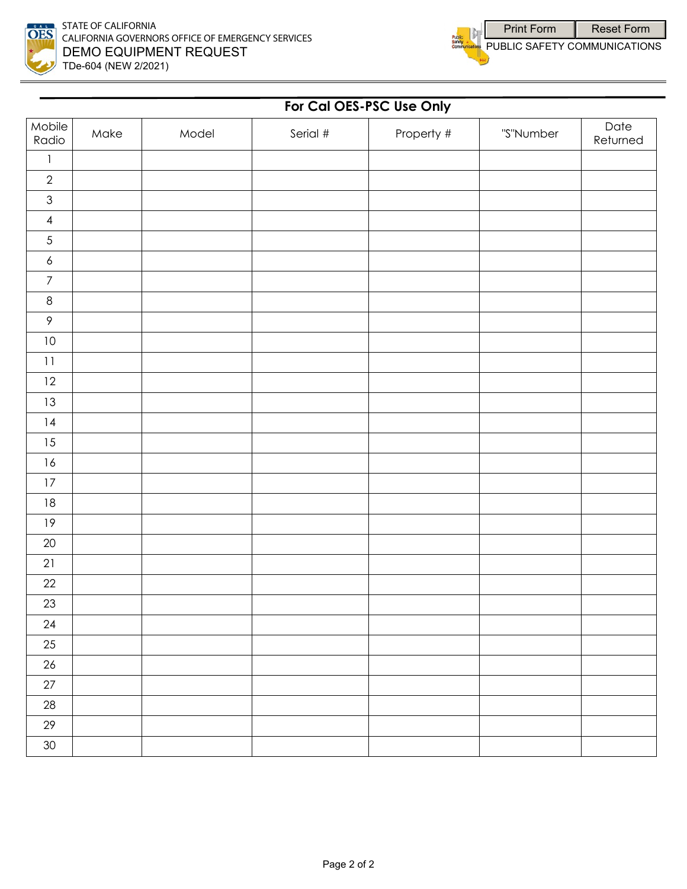STATE OF CALIFORNIA
CALIFORNIA GOVERNORS OFFICE OF EMERGENCY SERVICES
DEMO EQUIPMENT REQUEST
TDe-604 (NEW 2/2021)

Print Form | Reset Form

PUBLIC SAFETY COMMUNICATIONS

## For Cal OES-PSC Use Only

| Mobile Radio | Make | Model | Serial # | Property # | "S"Number | Date Returned |
|---|---|---|---|---|---|---|
| 1 | | | | | | |
| 2 | | | | | | |
| 3 | | | | | | |
| 4 | | | | | | |
| 5 | | | | | | |
| 6 | | | | | | |
| 7 | | | | | | |
| 8 | | | | | | |
| 9 | | | | | | |
| 10 | | | | | | |
| 11 | | | | | | |
| 12 | | | | | | |
| 13 | | | | | | |
| 14 | | | | | | |
| 15 | | | | | | |
| 16 | | | | | | |
| 17 | | | | | | |
| 18 | | | | | | |
| 19 | | | | | | |
| 20 | | | | | | |
| 21 | | | | | | |
| 22 | | | | | | |
| 23 | | | | | | |
| 24 | | | | | | |
| 25 | | | | | | |
| 26 | | | | | | |
| 27 | | | | | | |
| 28 | | | | | | |
| 29 | | | | | | |
| 30 | | | | | | |